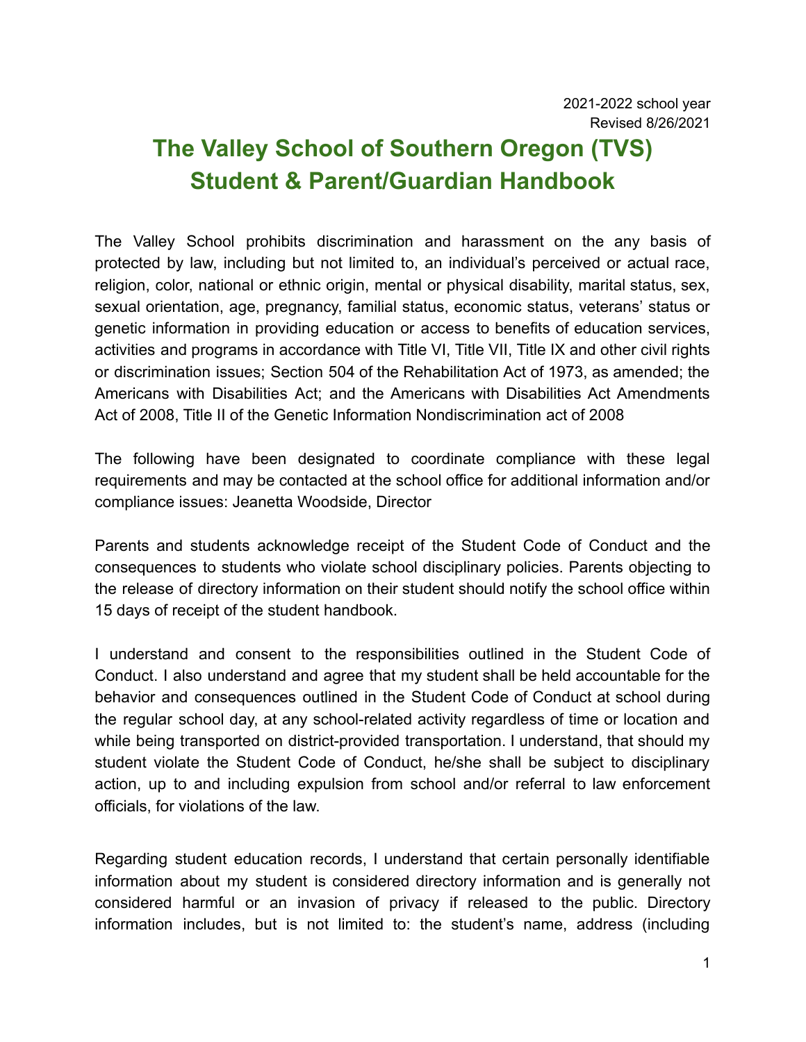2021-2022 school year
Revised 8/26/2021

# The Valley School of Southern Oregon (TVS) Student & Parent/Guardian Handbook

The Valley School prohibits discrimination and harassment on the any basis of protected by law, including but not limited to, an individual's perceived or actual race, religion, color, national or ethnic origin, mental or physical disability, marital status, sex, sexual orientation, age, pregnancy, familial status, economic status, veterans' status or genetic information in providing education or access to benefits of education services, activities and programs in accordance with Title VI, Title VII, Title IX and other civil rights or discrimination issues; Section 504 of the Rehabilitation Act of 1973, as amended; the Americans with Disabilities Act; and the Americans with Disabilities Act Amendments Act of 2008, Title II of the Genetic Information Nondiscrimination act of 2008

The following have been designated to coordinate compliance with these legal requirements and may be contacted at the school office for additional information and/or compliance issues: Jeanetta Woodside, Director

Parents and students acknowledge receipt of the Student Code of Conduct and the consequences to students who violate school disciplinary policies. Parents objecting to the release of directory information on their student should notify the school office within 15 days of receipt of the student handbook.

I understand and consent to the responsibilities outlined in the Student Code of Conduct. I also understand and agree that my student shall be held accountable for the behavior and consequences outlined in the Student Code of Conduct at school during the regular school day, at any school-related activity regardless of time or location and while being transported on district-provided transportation. I understand, that should my student violate the Student Code of Conduct, he/she shall be subject to disciplinary action, up to and including expulsion from school and/or referral to law enforcement officials, for violations of the law.

Regarding student education records, I understand that certain personally identifiable information about my student is considered directory information and is generally not considered harmful or an invasion of privacy if released to the public. Directory information includes, but is not limited to: the student's name, address (including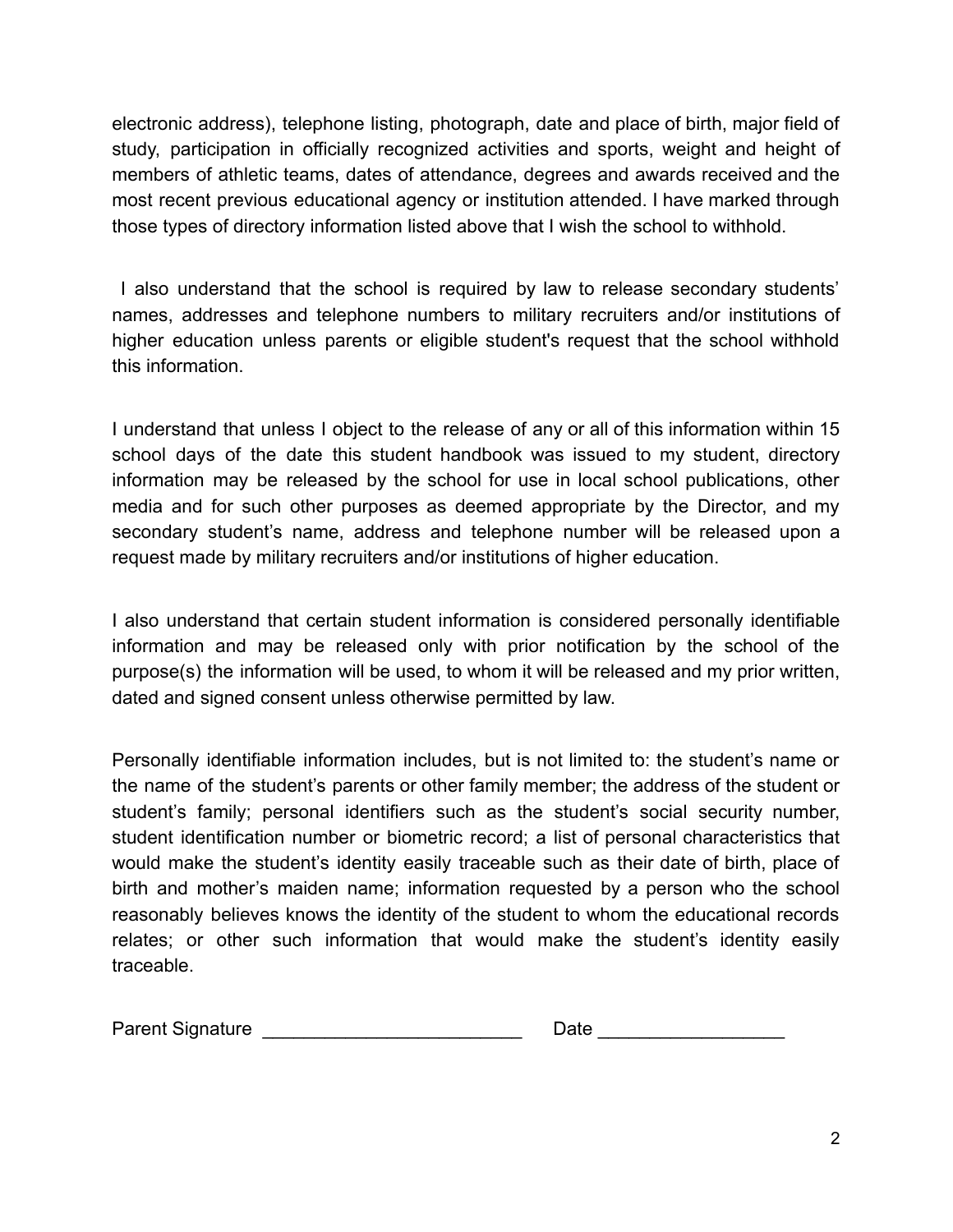electronic address), telephone listing, photograph, date and place of birth, major field of study, participation in officially recognized activities and sports, weight and height of members of athletic teams, dates of attendance, degrees and awards received and the most recent previous educational agency or institution attended. I have marked through those types of directory information listed above that I wish the school to withhold.

I also understand that the school is required by law to release secondary students' names, addresses and telephone numbers to military recruiters and/or institutions of higher education unless parents or eligible student's request that the school withhold this information.

I understand that unless I object to the release of any or all of this information within 15 school days of the date this student handbook was issued to my student, directory information may be released by the school for use in local school publications, other media and for such other purposes as deemed appropriate by the Director, and my secondary student's name, address and telephone number will be released upon a request made by military recruiters and/or institutions of higher education.

I also understand that certain student information is considered personally identifiable information and may be released only with prior notification by the school of the purpose(s) the information will be used, to whom it will be released and my prior written, dated and signed consent unless otherwise permitted by law.

Personally identifiable information includes, but is not limited to: the student's name or the name of the student's parents or other family member; the address of the student or student's family; personal identifiers such as the student's social security number, student identification number or biometric record; a list of personal characteristics that would make the student's identity easily traceable such as their date of birth, place of birth and mother's maiden name; information requested by a person who the school reasonably believes knows the identity of the student to whom the educational records relates; or other such information that would make the student's identity easily traceable.

Parent Signature _________________________ Date __________________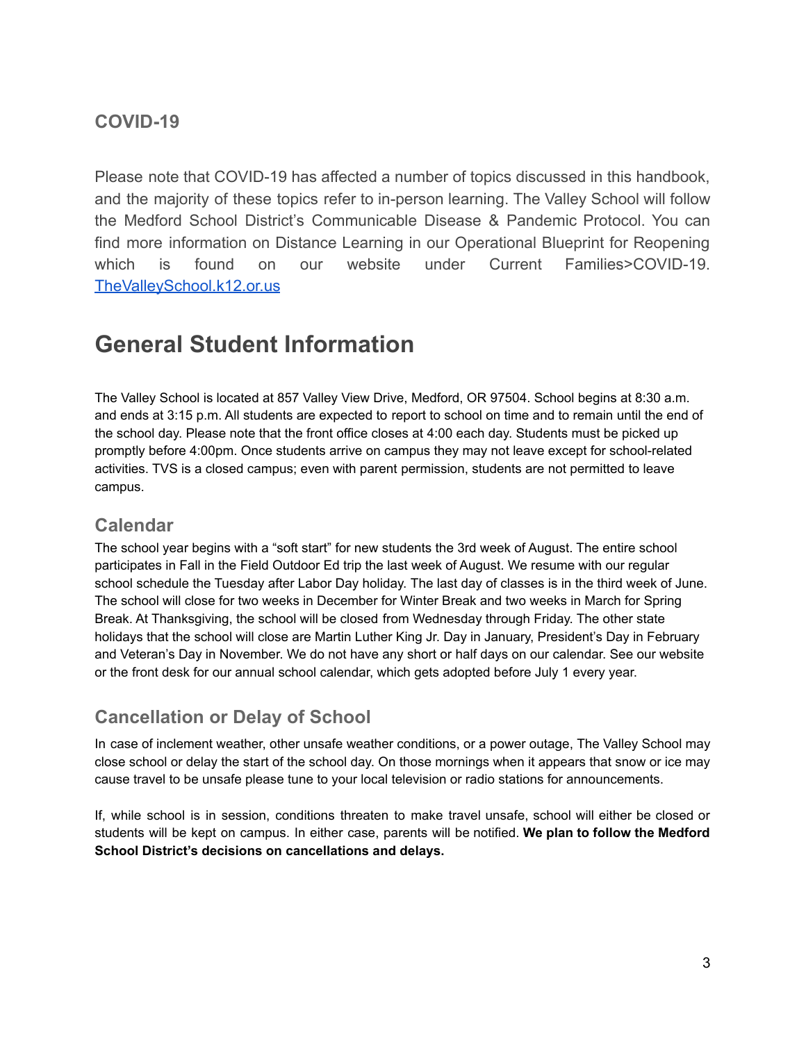### COVID-19

Please note that COVID-19 has affected a number of topics discussed in this handbook, and the majority of these topics refer to in-person learning. The Valley School will follow the Medford School District's Communicable Disease & Pandemic Protocol. You can find more information on Distance Learning in our Operational Blueprint for Reopening which is found on our website under Current Families>COVID-19. [TheValleySchool.k12.or.us](http://TheValleySchool.k12.or.us)

# General Student Information

The Valley School is located at 857 Valley View Drive, Medford, OR 97504. School begins at 8:30 a.m. and ends at 3:15 p.m. All students are expected to report to school on time and to remain until the end of the school day. Please note that the front office closes at 4:00 each day. Students must be picked up promptly before 4:00pm. Once students arrive on campus they may not leave except for school-related activities. TVS is a closed campus; even with parent permission, students are not permitted to leave campus.

## Calendar

The school year begins with a "soft start" for new students the 3rd week of August. The entire school participates in Fall in the Field Outdoor Ed trip the last week of August. We resume with our regular school schedule the Tuesday after Labor Day holiday. The last day of classes is in the third week of June. The school will close for two weeks in December for Winter Break and two weeks in March for Spring Break. At Thanksgiving, the school will be closed from Wednesday through Friday. The other state holidays that the school will close are Martin Luther King Jr. Day in January, President's Day in February and Veteran's Day in November. We do not have any short or half days on our calendar. See our website or the front desk for our annual school calendar, which gets adopted before July 1 every year.

## Cancellation or Delay of School

In case of inclement weather, other unsafe weather conditions, or a power outage, The Valley School may close school or delay the start of the school day. On those mornings when it appears that snow or ice may cause travel to be unsafe please tune to your local television or radio stations for announcements.

If, while school is in session, conditions threaten to make travel unsafe, school will either be closed or students will be kept on campus. In either case, parents will be notified. **We plan to follow the Medford School District's decisions on cancellations and delays.**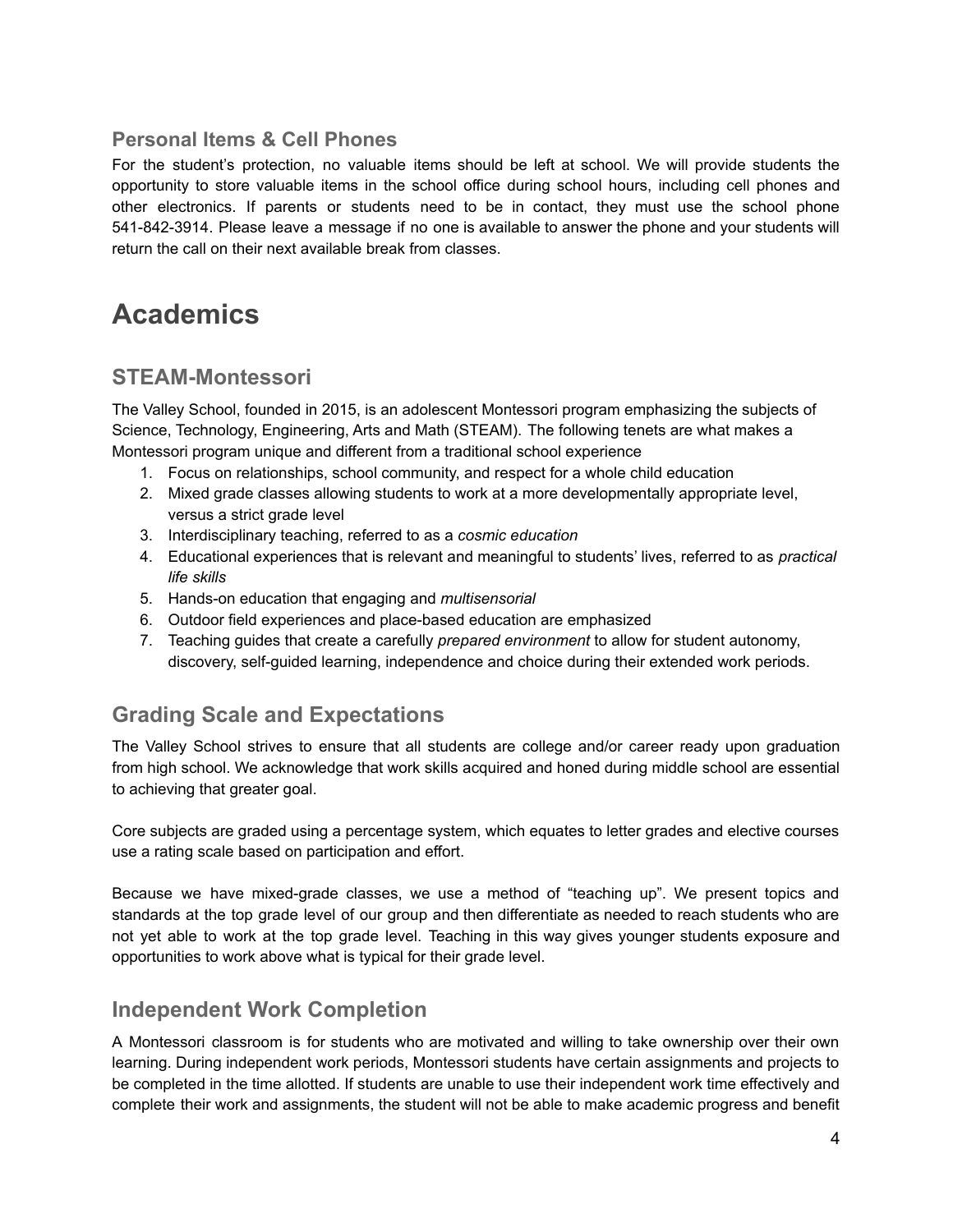### Personal Items & Cell Phones

For the student's protection, no valuable items should be left at school. We will provide students the opportunity to store valuable items in the school office during school hours, including cell phones and other electronics. If parents or students need to be in contact, they must use the school phone 541-842-3914. Please leave a message if no one is available to answer the phone and your students will return the call on their next available break from classes.

# Academics

## STEAM-Montessori

The Valley School, founded in 2015, is an adolescent Montessori program emphasizing the subjects of Science, Technology, Engineering, Arts and Math (STEAM). The following tenets are what makes a Montessori program unique and different from a traditional school experience

1. Focus on relationships, school community, and respect for a whole child education
2. Mixed grade classes allowing students to work at a more developmentally appropriate level, versus a strict grade level
3. Interdisciplinary teaching, referred to as a *cosmic education*
4. Educational experiences that is relevant and meaningful to students' lives, referred to as *practical life skills*
5. Hands-on education that engaging and *multisensorial*
6. Outdoor field experiences and place-based education are emphasized
7. Teaching guides that create a carefully *prepared environment* to allow for student autonomy, discovery, self-guided learning, independence and choice during their extended work periods.

## Grading Scale and Expectations

The Valley School strives to ensure that all students are college and/or career ready upon graduation from high school. We acknowledge that work skills acquired and honed during middle school are essential to achieving that greater goal.

Core subjects are graded using a percentage system, which equates to letter grades and elective courses use a rating scale based on participation and effort.

Because we have mixed-grade classes, we use a method of "teaching up". We present topics and standards at the top grade level of our group and then differentiate as needed to reach students who are not yet able to work at the top grade level. Teaching in this way gives younger students exposure and opportunities to work above what is typical for their grade level.

## Independent Work Completion

A Montessori classroom is for students who are motivated and willing to take ownership over their own learning. During independent work periods, Montessori students have certain assignments and projects to be completed in the time allotted. If students are unable to use their independent work time effectively and complete their work and assignments, the student will not be able to make academic progress and benefit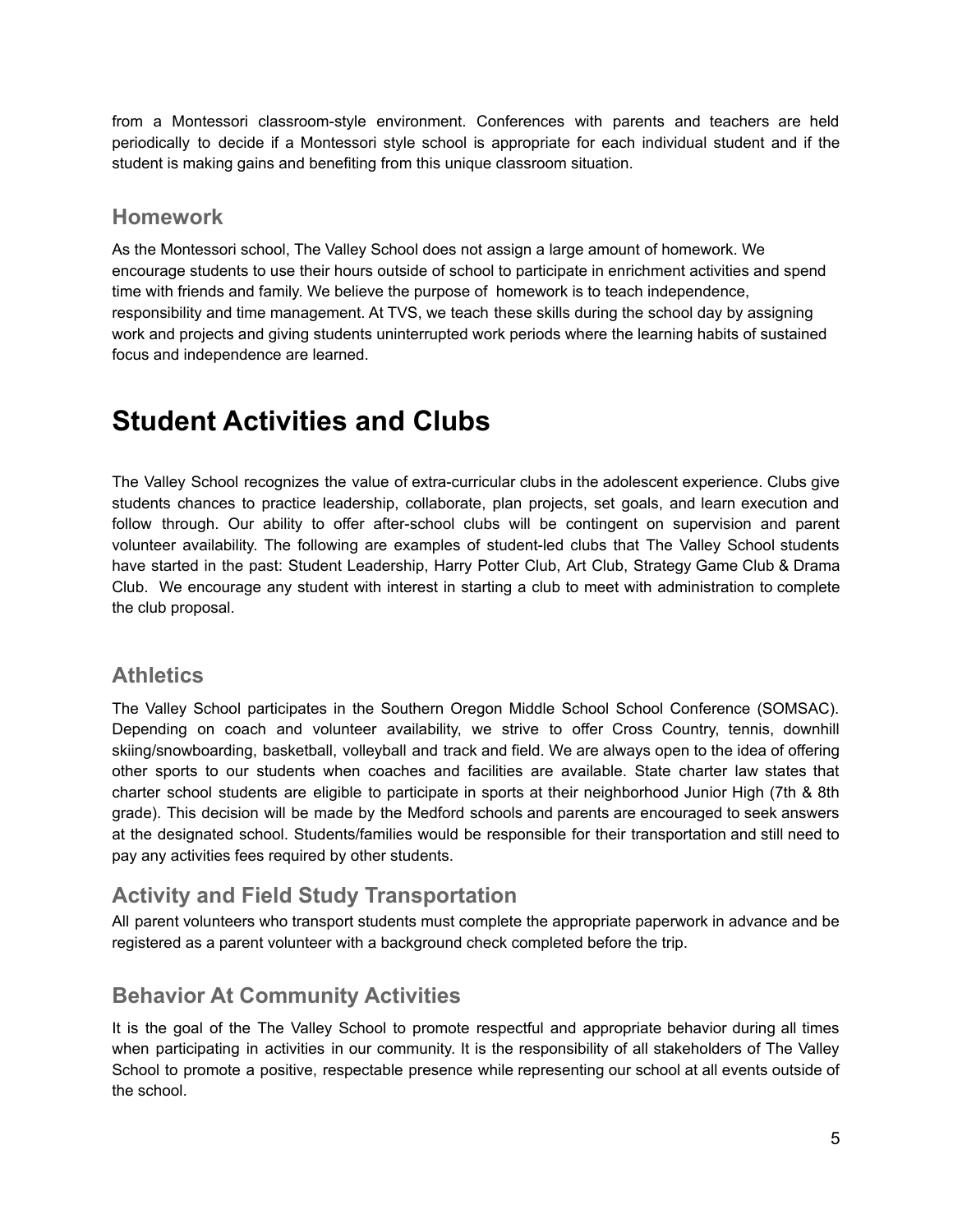from a Montessori classroom-style environment. Conferences with parents and teachers are held periodically to decide if a Montessori style school is appropriate for each individual student and if the student is making gains and benefiting from this unique classroom situation.

### Homework

As the Montessori school, The Valley School does not assign a large amount of homework. We encourage students to use their hours outside of school to participate in enrichment activities and spend time with friends and family. We believe the purpose of homework is to teach independence, responsibility and time management. At TVS, we teach these skills during the school day by assigning work and projects and giving students uninterrupted work periods where the learning habits of sustained focus and independence are learned.

# Student Activities and Clubs

The Valley School recognizes the value of extra-curricular clubs in the adolescent experience. Clubs give students chances to practice leadership, collaborate, plan projects, set goals, and learn execution and follow through. Our ability to offer after-school clubs will be contingent on supervision and parent volunteer availability. The following are examples of student-led clubs that The Valley School students have started in the past: Student Leadership, Harry Potter Club, Art Club, Strategy Game Club & Drama Club. We encourage any student with interest in starting a club to meet with administration to complete the club proposal.

### Athletics

The Valley School participates in the Southern Oregon Middle School School Conference (SOMSAC). Depending on coach and volunteer availability, we strive to offer Cross Country, tennis, downhill skiing/snowboarding, basketball, volleyball and track and field. We are always open to the idea of offering other sports to our students when coaches and facilities are available. State charter law states that charter school students are eligible to participate in sports at their neighborhood Junior High (7th & 8th grade). This decision will be made by the Medford schools and parents are encouraged to seek answers at the designated school. Students/families would be responsible for their transportation and still need to pay any activities fees required by other students.

### Activity and Field Study Transportation

All parent volunteers who transport students must complete the appropriate paperwork in advance and be registered as a parent volunteer with a background check completed before the trip.

### Behavior At Community Activities

It is the goal of the The Valley School to promote respectful and appropriate behavior during all times when participating in activities in our community. It is the responsibility of all stakeholders of The Valley School to promote a positive, respectable presence while representing our school at all events outside of the school.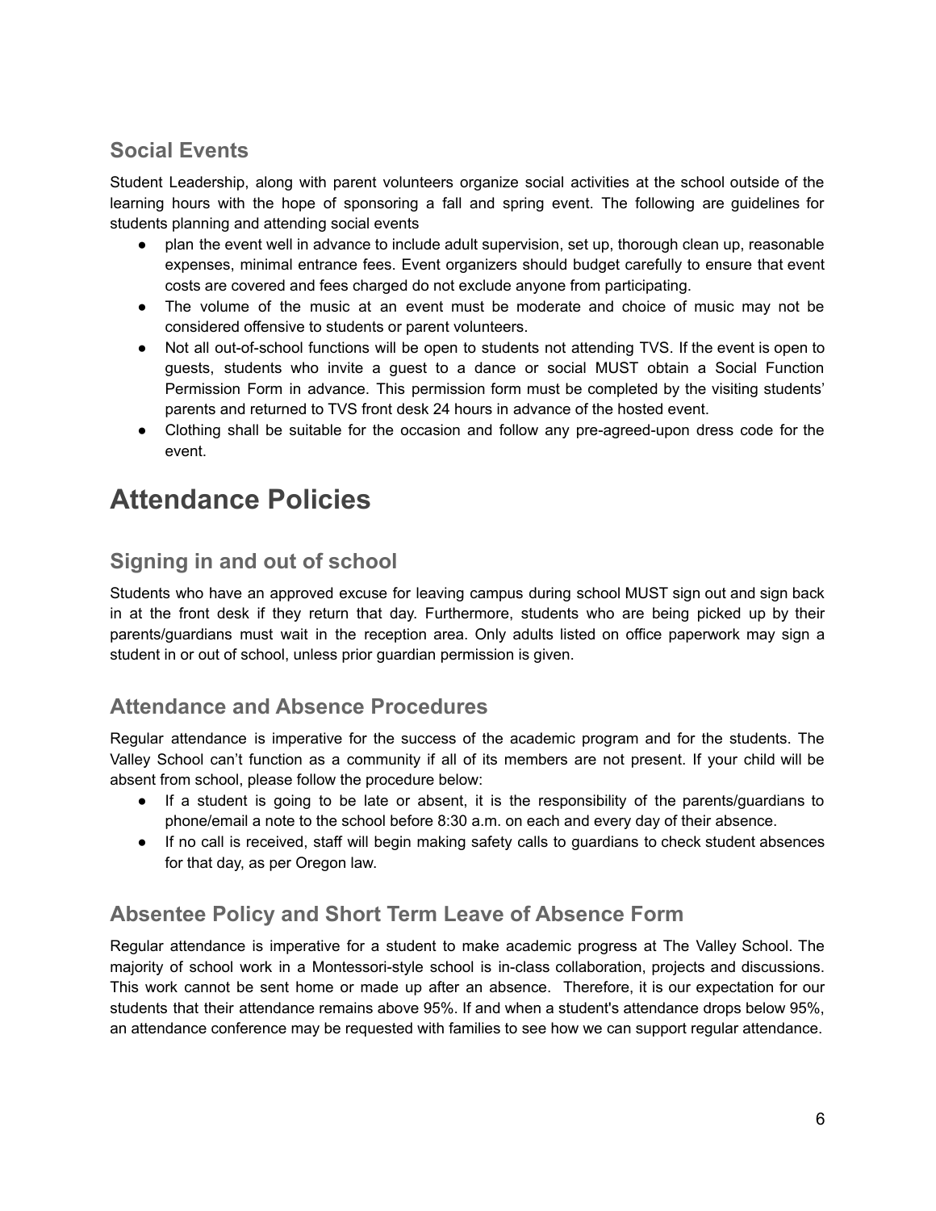## Social Events

Student Leadership, along with parent volunteers organize social activities at the school outside of the learning hours with the hope of sponsoring a fall and spring event. The following are guidelines for students planning and attending social events

- plan the event well in advance to include adult supervision, set up, thorough clean up, reasonable expenses, minimal entrance fees. Event organizers should budget carefully to ensure that event costs are covered and fees charged do not exclude anyone from participating.
- The volume of the music at an event must be moderate and choice of music may not be considered offensive to students or parent volunteers.
- Not all out-of-school functions will be open to students not attending TVS. If the event is open to guests, students who invite a guest to a dance or social MUST obtain a Social Function Permission Form in advance. This permission form must be completed by the visiting students' parents and returned to TVS front desk 24 hours in advance of the hosted event.
- Clothing shall be suitable for the occasion and follow any pre-agreed-upon dress code for the event.

# Attendance Policies

## Signing in and out of school

Students who have an approved excuse for leaving campus during school MUST sign out and sign back in at the front desk if they return that day. Furthermore, students who are being picked up by their parents/guardians must wait in the reception area. Only adults listed on office paperwork may sign a student in or out of school, unless prior guardian permission is given.

## Attendance and Absence Procedures

Regular attendance is imperative for the success of the academic program and for the students. The Valley School can't function as a community if all of its members are not present. If your child will be absent from school, please follow the procedure below:

- If a student is going to be late or absent, it is the responsibility of the parents/guardians to phone/email a note to the school before 8:30 a.m. on each and every day of their absence.
- If no call is received, staff will begin making safety calls to guardians to check student absences for that day, as per Oregon law.

## Absentee Policy and Short Term Leave of Absence Form

Regular attendance is imperative for a student to make academic progress at The Valley School. The majority of school work in a Montessori-style school is in-class collaboration, projects and discussions. This work cannot be sent home or made up after an absence. Therefore, it is our expectation for our students that their attendance remains above 95%. If and when a student's attendance drops below 95%, an attendance conference may be requested with families to see how we can support regular attendance.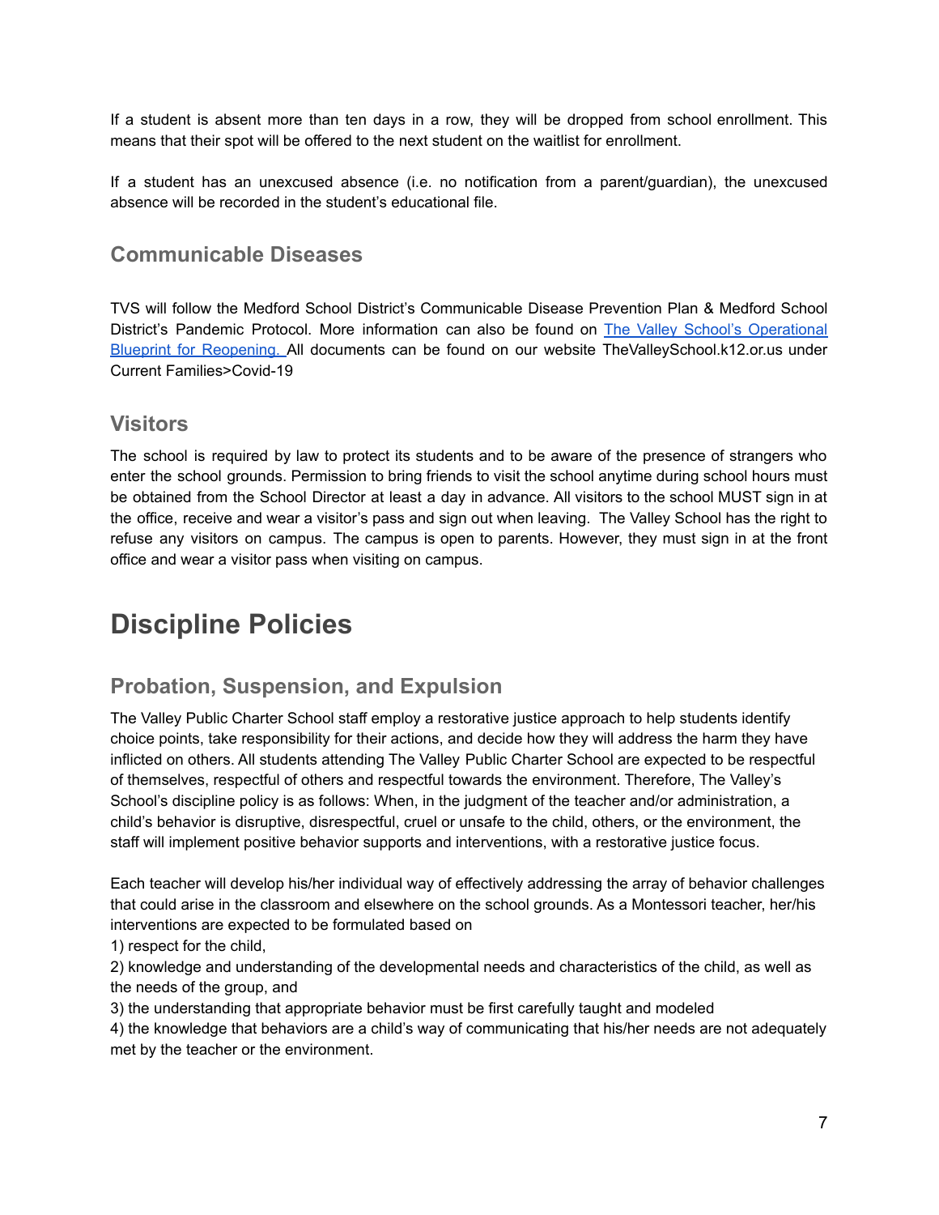If a student is absent more than ten days in a row, they will be dropped from school enrollment. This means that their spot will be offered to the next student on the waitlist for enrollment.

If a student has an unexcused absence (i.e. no notification from a parent/guardian), the unexcused absence will be recorded in the student's educational file.

### Communicable Diseases

TVS will follow the Medford School District's Communicable Disease Prevention Plan & Medford School District's Pandemic Protocol. More information can also be found on [The Valley School's Operational Blueprint for Reopening.]() All documents can be found on our website TheValleySchool.k12.or.us under Current Families>Covid-19

### Visitors

The school is required by law to protect its students and to be aware of the presence of strangers who enter the school grounds. Permission to bring friends to visit the school anytime during school hours must be obtained from the School Director at least a day in advance. All visitors to the school MUST sign in at the office, receive and wear a visitor's pass and sign out when leaving. The Valley School has the right to refuse any visitors on campus. The campus is open to parents. However, they must sign in at the front office and wear a visitor pass when visiting on campus.

## Discipline Policies

### Probation, Suspension, and Expulsion

The Valley Public Charter School staff employ a restorative justice approach to help students identify choice points, take responsibility for their actions, and decide how they will address the harm they have inflicted on others. All students attending The Valley Public Charter School are expected to be respectful of themselves, respectful of others and respectful towards the environment. Therefore, The Valley's School's discipline policy is as follows: When, in the judgment of the teacher and/or administration, a child's behavior is disruptive, disrespectful, cruel or unsafe to the child, others, or the environment, the staff will implement positive behavior supports and interventions, with a restorative justice focus.

Each teacher will develop his/her individual way of effectively addressing the array of behavior challenges that could arise in the classroom and elsewhere on the school grounds. As a Montessori teacher, her/his interventions are expected to be formulated based on

1) respect for the child,
2) knowledge and understanding of the developmental needs and characteristics of the child, as well as the needs of the group, and
3) the understanding that appropriate behavior must be first carefully taught and modeled
4) the knowledge that behaviors are a child's way of communicating that his/her needs are not adequately met by the teacher or the environment.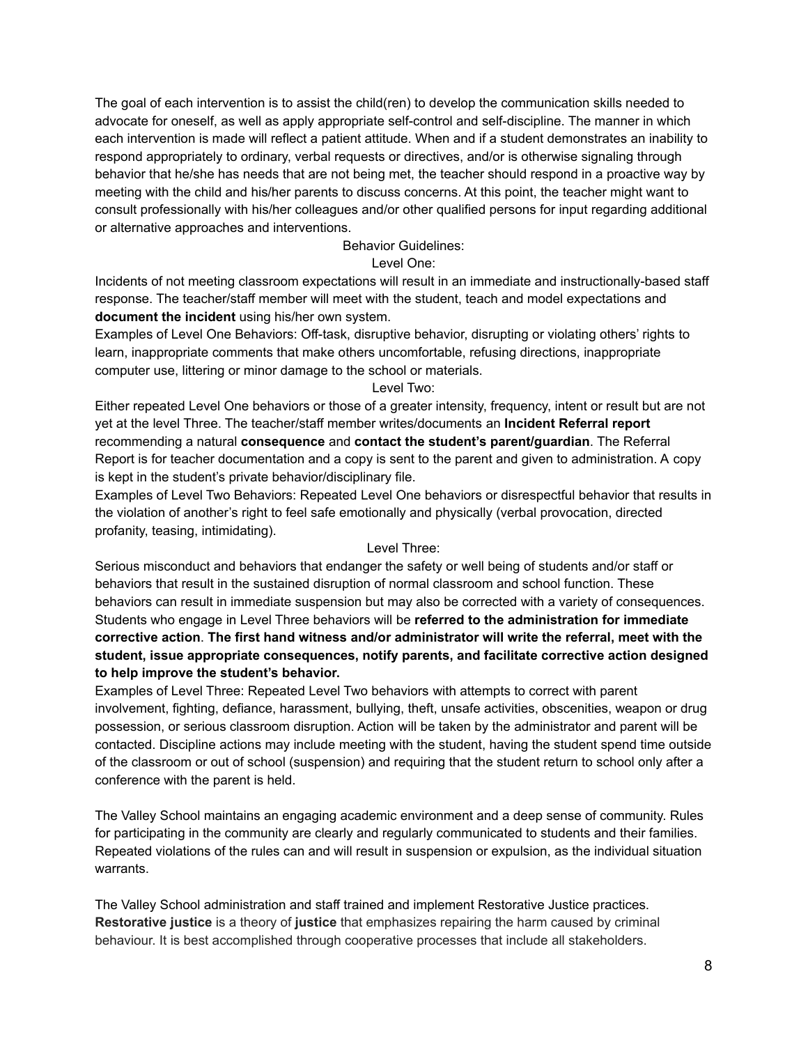The goal of each intervention is to assist the child(ren) to develop the communication skills needed to advocate for oneself, as well as apply appropriate self-control and self-discipline. The manner in which each intervention is made will reflect a patient attitude. When and if a student demonstrates an inability to respond appropriately to ordinary, verbal requests or directives, and/or is otherwise signaling through behavior that he/she has needs that are not being met, the teacher should respond in a proactive way by meeting with the child and his/her parents to discuss concerns. At this point, the teacher might want to consult professionally with his/her colleagues and/or other qualified persons for input regarding additional or alternative approaches and interventions.

Behavior Guidelines:

Level One:

Incidents of not meeting classroom expectations will result in an immediate and instructionally-based staff response. The teacher/staff member will meet with the student, teach and model expectations and **document the incident** using his/her own system.

Examples of Level One Behaviors: Off-task, disruptive behavior, disrupting or violating others' rights to learn, inappropriate comments that make others uncomfortable, refusing directions, inappropriate computer use, littering or minor damage to the school or materials.

Level Two:

Either repeated Level One behaviors or those of a greater intensity, frequency, intent or result but are not yet at the level Three. The teacher/staff member writes/documents an **Incident Referral report** recommending a natural **consequence** and **contact the student's parent/guardian**. The Referral Report is for teacher documentation and a copy is sent to the parent and given to administration. A copy is kept in the student's private behavior/disciplinary file.

Examples of Level Two Behaviors: Repeated Level One behaviors or disrespectful behavior that results in the violation of another's right to feel safe emotionally and physically (verbal provocation, directed profanity, teasing, intimidating).

Level Three:

Serious misconduct and behaviors that endanger the safety or well being of students and/or staff or behaviors that result in the sustained disruption of normal classroom and school function. These behaviors can result in immediate suspension but may also be corrected with a variety of consequences. Students who engage in Level Three behaviors will be **referred to the administration for immediate corrective action**. **The first hand witness and/or administrator will write the referral, meet with the student, issue appropriate consequences, notify parents, and facilitate corrective action designed to help improve the student's behavior.**

Examples of Level Three: Repeated Level Two behaviors with attempts to correct with parent involvement, fighting, defiance, harassment, bullying, theft, unsafe activities, obscenities, weapon or drug possession, or serious classroom disruption. Action will be taken by the administrator and parent will be contacted. Discipline actions may include meeting with the student, having the student spend time outside of the classroom or out of school (suspension) and requiring that the student return to school only after a conference with the parent is held.

The Valley School maintains an engaging academic environment and a deep sense of community. Rules for participating in the community are clearly and regularly communicated to students and their families. Repeated violations of the rules can and will result in suspension or expulsion, as the individual situation warrants.

The Valley School administration and staff trained and implement Restorative Justice practices. **Restorative justice** is a theory of **justice** that emphasizes repairing the harm caused by criminal behaviour. It is best accomplished through cooperative processes that include all stakeholders.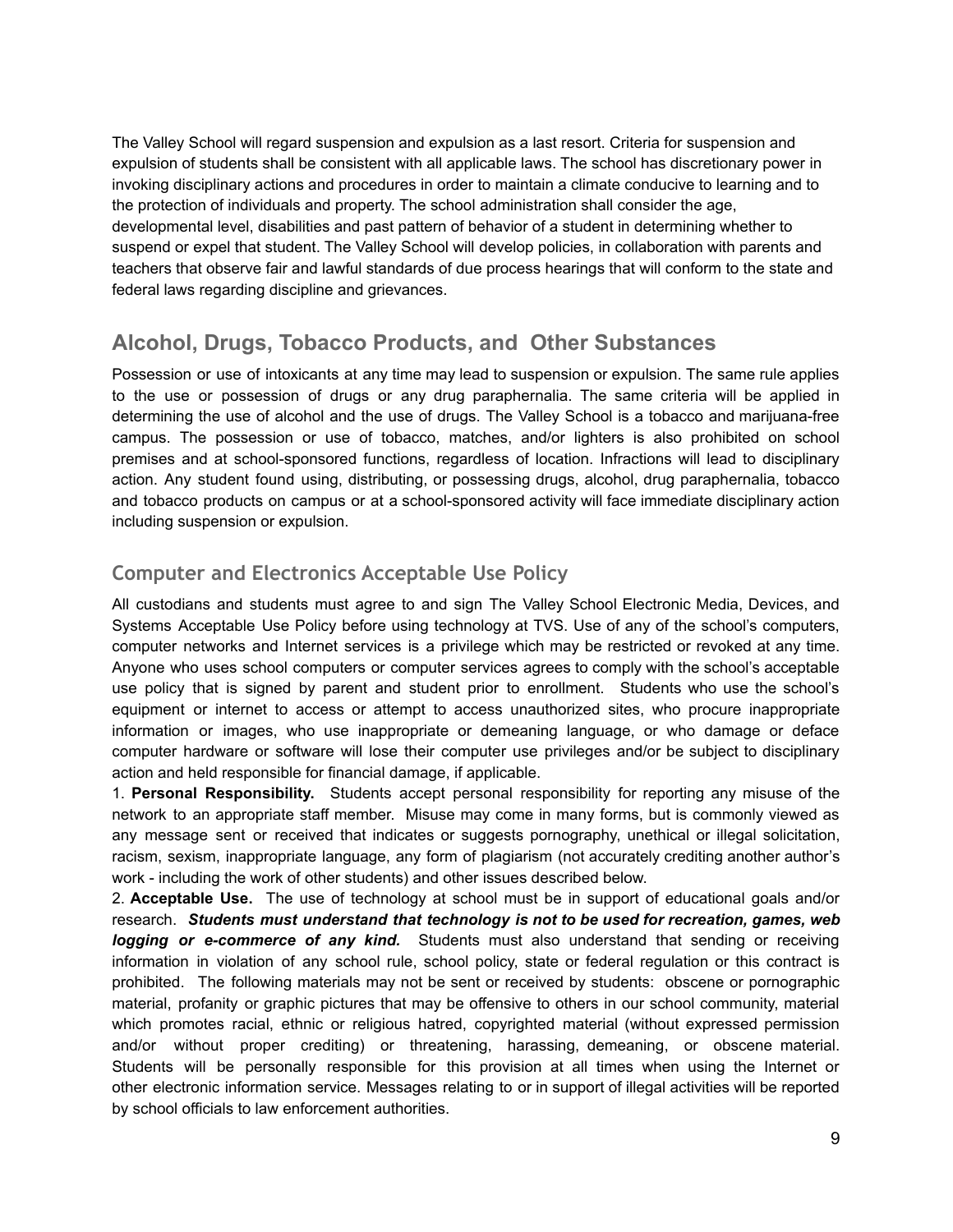The Valley School will regard suspension and expulsion as a last resort. Criteria for suspension and expulsion of students shall be consistent with all applicable laws. The school has discretionary power in invoking disciplinary actions and procedures in order to maintain a climate conducive to learning and to the protection of individuals and property. The school administration shall consider the age, developmental level, disabilities and past pattern of behavior of a student in determining whether to suspend or expel that student. The Valley School will develop policies, in collaboration with parents and teachers that observe fair and lawful standards of due process hearings that will conform to the state and federal laws regarding discipline and grievances.

## Alcohol, Drugs, Tobacco Products, and Other Substances

Possession or use of intoxicants at any time may lead to suspension or expulsion. The same rule applies to the use or possession of drugs or any drug paraphernalia. The same criteria will be applied in determining the use of alcohol and the use of drugs. The Valley School is a tobacco and marijuana-free campus. The possession or use of tobacco, matches, and/or lighters is also prohibited on school premises and at school-sponsored functions, regardless of location. Infractions will lead to disciplinary action. Any student found using, distributing, or possessing drugs, alcohol, drug paraphernalia, tobacco and tobacco products on campus or at a school-sponsored activity will face immediate disciplinary action including suspension or expulsion.

### Computer and Electronics Acceptable Use Policy

All custodians and students must agree to and sign The Valley School Electronic Media, Devices, and Systems Acceptable Use Policy before using technology at TVS. Use of any of the school's computers, computer networks and Internet services is a privilege which may be restricted or revoked at any time. Anyone who uses school computers or computer services agrees to comply with the school's acceptable use policy that is signed by parent and student prior to enrollment. Students who use the school's equipment or internet to access or attempt to access unauthorized sites, who procure inappropriate information or images, who use inappropriate or demeaning language, or who damage or deface computer hardware or software will lose their computer use privileges and/or be subject to disciplinary action and held responsible for financial damage, if applicable.

1. **Personal Responsibility.** Students accept personal responsibility for reporting any misuse of the network to an appropriate staff member. Misuse may come in many forms, but is commonly viewed as any message sent or received that indicates or suggests pornography, unethical or illegal solicitation, racism, sexism, inappropriate language, any form of plagiarism (not accurately crediting another author's work - including the work of other students) and other issues described below.
2. **Acceptable Use.** The use of technology at school must be in support of educational goals and/or research. ***Students must understand that technology is not to be used for recreation, games, web logging or e-commerce of any kind.*** Students must also understand that sending or receiving information in violation of any school rule, school policy, state or federal regulation or this contract is prohibited. The following materials may not be sent or received by students: obscene or pornographic material, profanity or graphic pictures that may be offensive to others in our school community, material which promotes racial, ethnic or religious hatred, copyrighted material (without expressed permission and/or without proper crediting) or threatening, harassing, demeaning, or obscene material. Students will be personally responsible for this provision at all times when using the Internet or other electronic information service. Messages relating to or in support of illegal activities will be reported by school officials to law enforcement authorities.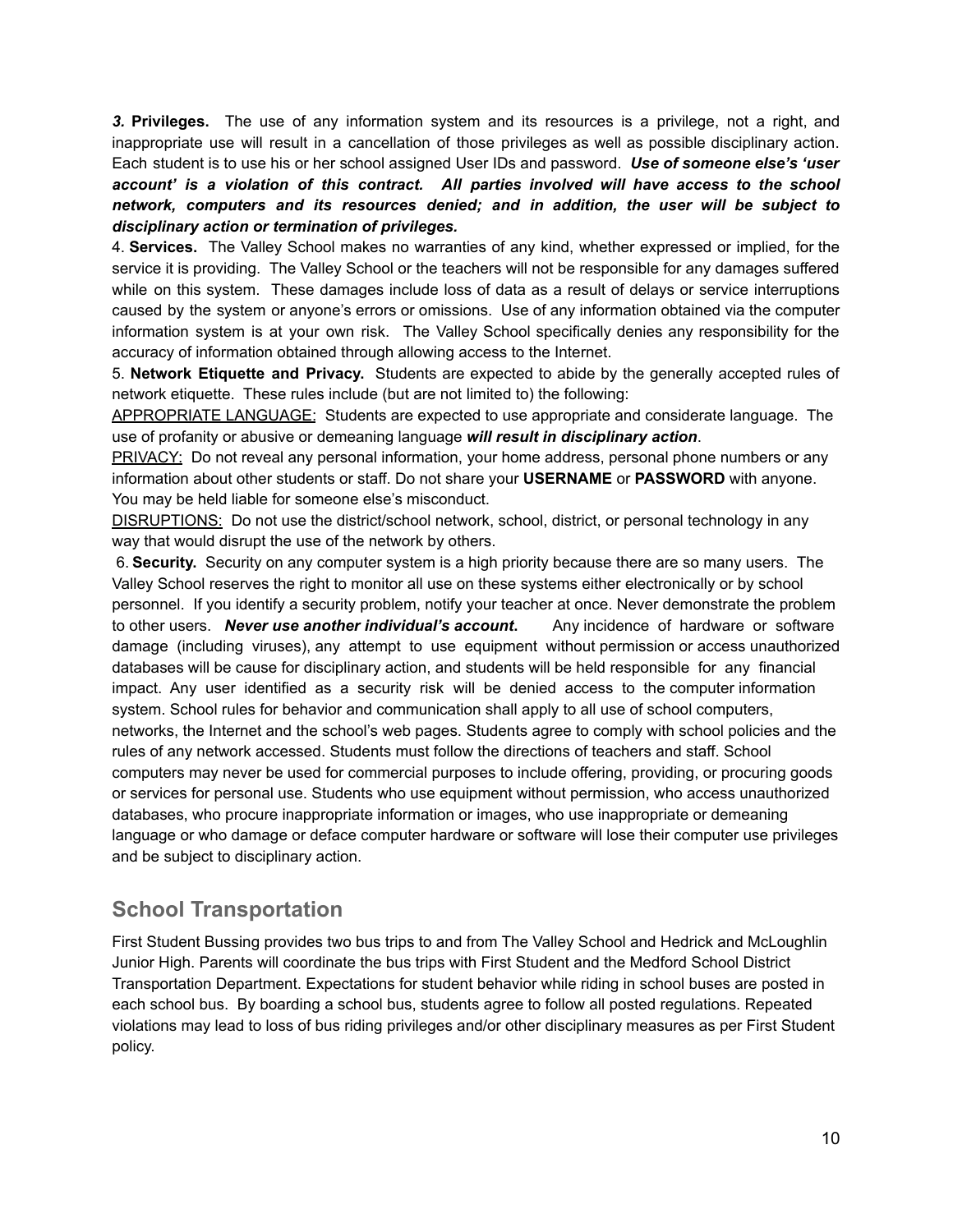***3.*** **Privileges.** The use of any information system and its resources is a privilege, not a right, and inappropriate use will result in a cancellation of those privileges as well as possible disciplinary action. Each student is to use his or her school assigned User IDs and password. ***Use of someone else's 'user account' is a violation of this contract. All parties involved will have access to the school network, computers and its resources denied; and in addition, the user will be subject to disciplinary action or termination of privileges.***

4. **Services.** The Valley School makes no warranties of any kind, whether expressed or implied, for the service it is providing. The Valley School or the teachers will not be responsible for any damages suffered while on this system. These damages include loss of data as a result of delays or service interruptions caused by the system or anyone's errors or omissions. Use of any information obtained via the computer information system is at your own risk. The Valley School specifically denies any responsibility for the accuracy of information obtained through allowing access to the Internet.

5. **Network Etiquette and Privacy.** Students are expected to abide by the generally accepted rules of network etiquette. These rules include (but are not limited to) the following:

APPROPRIATE LANGUAGE: Students are expected to use appropriate and considerate language. The use of profanity or abusive or demeaning language ***will result in disciplinary action***.

PRIVACY: Do not reveal any personal information, your home address, personal phone numbers or any information about other students or staff. Do not share your **USERNAME** or **PASSWORD** with anyone. You may be held liable for someone else's misconduct.

DISRUPTIONS: Do not use the district/school network, school, district, or personal technology in any way that would disrupt the use of the network by others.

6. **Security.** Security on any computer system is a high priority because there are so many users. The Valley School reserves the right to monitor all use on these systems either electronically or by school personnel. If you identify a security problem, notify your teacher at once. Never demonstrate the problem to other users. ***Never use another individual's account.*** Any incidence of hardware or software damage (including viruses), any attempt to use equipment without permission or access unauthorized databases will be cause for disciplinary action, and students will be held responsible for any financial impact. Any user identified as a security risk will be denied access to the computer information system. School rules for behavior and communication shall apply to all use of school computers, networks, the Internet and the school's web pages. Students agree to comply with school policies and the rules of any network accessed. Students must follow the directions of teachers and staff. School computers may never be used for commercial purposes to include offering, providing, or procuring goods or services for personal use. Students who use equipment without permission, who access unauthorized databases, who procure inappropriate information or images, who use inappropriate or demeaning language or who damage or deface computer hardware or software will lose their computer use privileges and be subject to disciplinary action.

## School Transportation

First Student Bussing provides two bus trips to and from The Valley School and Hedrick and McLoughlin Junior High. Parents will coordinate the bus trips with First Student and the Medford School District Transportation Department. Expectations for student behavior while riding in school buses are posted in each school bus. By boarding a school bus, students agree to follow all posted regulations. Repeated violations may lead to loss of bus riding privileges and/or other disciplinary measures as per First Student policy.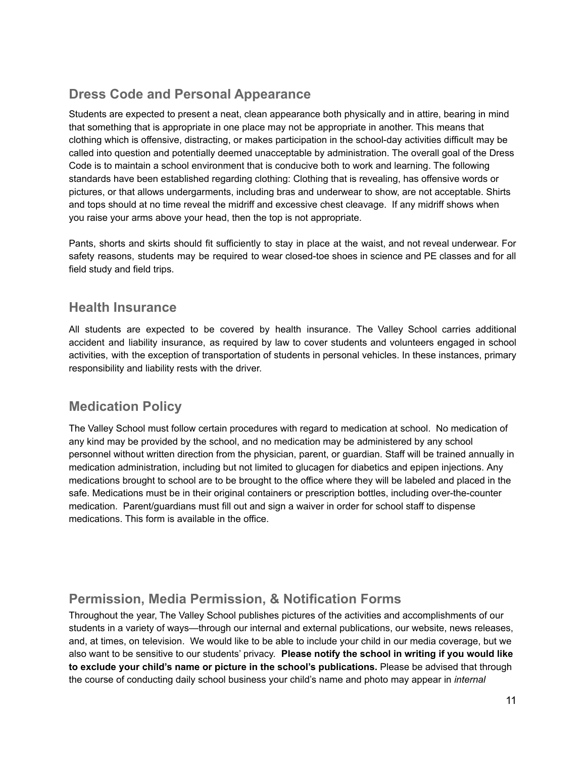## Dress Code and Personal Appearance

Students are expected to present a neat, clean appearance both physically and in attire, bearing in mind that something that is appropriate in one place may not be appropriate in another. This means that clothing which is offensive, distracting, or makes participation in the school-day activities difficult may be called into question and potentially deemed unacceptable by administration. The overall goal of the Dress Code is to maintain a school environment that is conducive both to work and learning. The following standards have been established regarding clothing: Clothing that is revealing, has offensive words or pictures, or that allows undergarments, including bras and underwear to show, are not acceptable. Shirts and tops should at no time reveal the midriff and excessive chest cleavage. If any midriff shows when you raise your arms above your head, then the top is not appropriate.

Pants, shorts and skirts should fit sufficiently to stay in place at the waist, and not reveal underwear. For safety reasons, students may be required to wear closed-toe shoes in science and PE classes and for all field study and field trips.

## Health Insurance

All students are expected to be covered by health insurance. The Valley School carries additional accident and liability insurance, as required by law to cover students and volunteers engaged in school activities, with the exception of transportation of students in personal vehicles. In these instances, primary responsibility and liability rests with the driver.

## Medication Policy

The Valley School must follow certain procedures with regard to medication at school. No medication of any kind may be provided by the school, and no medication may be administered by any school personnel without written direction from the physician, parent, or guardian. Staff will be trained annually in medication administration, including but not limited to glucagen for diabetics and epipen injections. Any medications brought to school are to be brought to the office where they will be labeled and placed in the safe. Medications must be in their original containers or prescription bottles, including over-the-counter medication. Parent/guardians must fill out and sign a waiver in order for school staff to dispense medications. This form is available in the office.

## Permission, Media Permission, & Notification Forms

Throughout the year, The Valley School publishes pictures of the activities and accomplishments of our students in a variety of ways—through our internal and external publications, our website, news releases, and, at times, on television. We would like to be able to include your child in our media coverage, but we also want to be sensitive to our students' privacy. **Please notify the school in writing if you would like to exclude your child's name or picture in the school's publications.** Please be advised that through the course of conducting daily school business your child's name and photo may appear in *internal*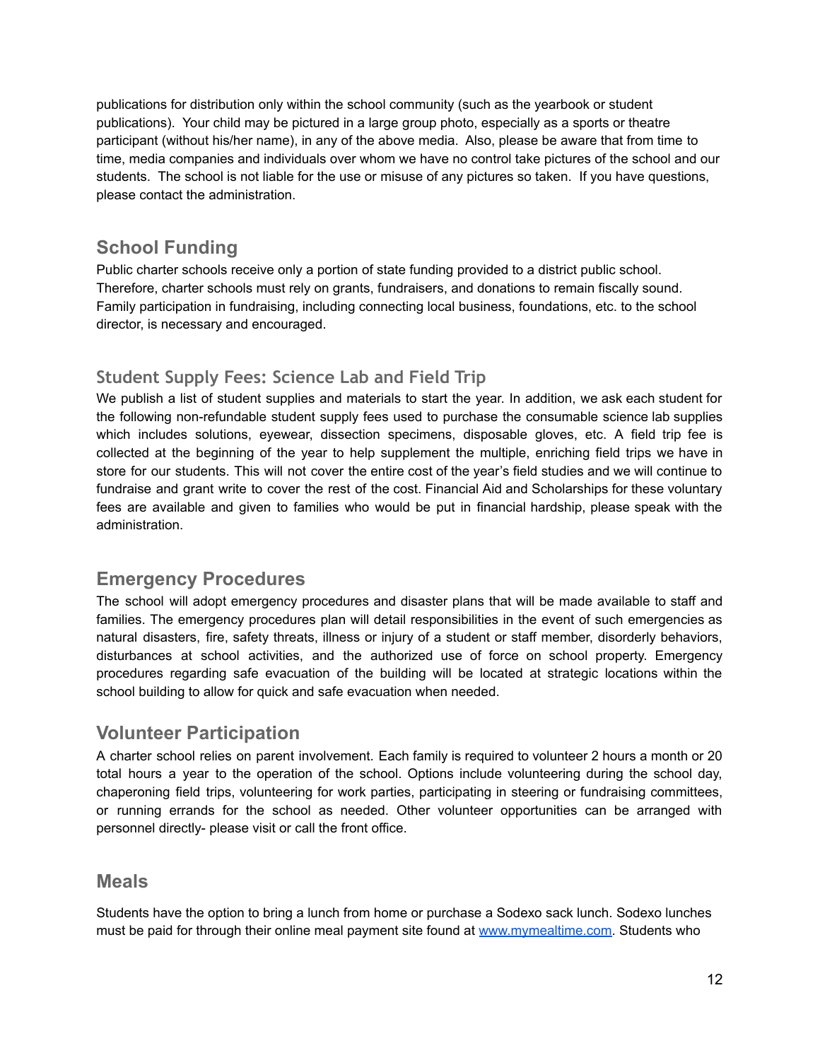publications for distribution only within the school community (such as the yearbook or student publications). Your child may be pictured in a large group photo, especially as a sports or theatre participant (without his/her name), in any of the above media. Also, please be aware that from time to time, media companies and individuals over whom we have no control take pictures of the school and our students. The school is not liable for the use or misuse of any pictures so taken. If you have questions, please contact the administration.

## School Funding

Public charter schools receive only a portion of state funding provided to a district public school. Therefore, charter schools must rely on grants, fundraisers, and donations to remain fiscally sound. Family participation in fundraising, including connecting local business, foundations, etc. to the school director, is necessary and encouraged.

### Student Supply Fees: Science Lab and Field Trip

We publish a list of student supplies and materials to start the year. In addition, we ask each student for the following non-refundable student supply fees used to purchase the consumable science lab supplies which includes solutions, eyewear, dissection specimens, disposable gloves, etc. A field trip fee is collected at the beginning of the year to help supplement the multiple, enriching field trips we have in store for our students. This will not cover the entire cost of the year's field studies and we will continue to fundraise and grant write to cover the rest of the cost. Financial Aid and Scholarships for these voluntary fees are available and given to families who would be put in financial hardship, please speak with the administration.

## Emergency Procedures

The school will adopt emergency procedures and disaster plans that will be made available to staff and families. The emergency procedures plan will detail responsibilities in the event of such emergencies as natural disasters, fire, safety threats, illness or injury of a student or staff member, disorderly behaviors, disturbances at school activities, and the authorized use of force on school property. Emergency procedures regarding safe evacuation of the building will be located at strategic locations within the school building to allow for quick and safe evacuation when needed.

## Volunteer Participation

A charter school relies on parent involvement. Each family is required to volunteer 2 hours a month or 20 total hours a year to the operation of the school. Options include volunteering during the school day, chaperoning field trips, volunteering for work parties, participating in steering or fundraising committees, or running errands for the school as needed. Other volunteer opportunities can be arranged with personnel directly- please visit or call the front office.

## Meals

Students have the option to bring a lunch from home or purchase a Sodexo sack lunch. Sodexo lunches must be paid for through their online meal payment site found at [www.mymealtime.com](http://www.mymealtime.com). Students who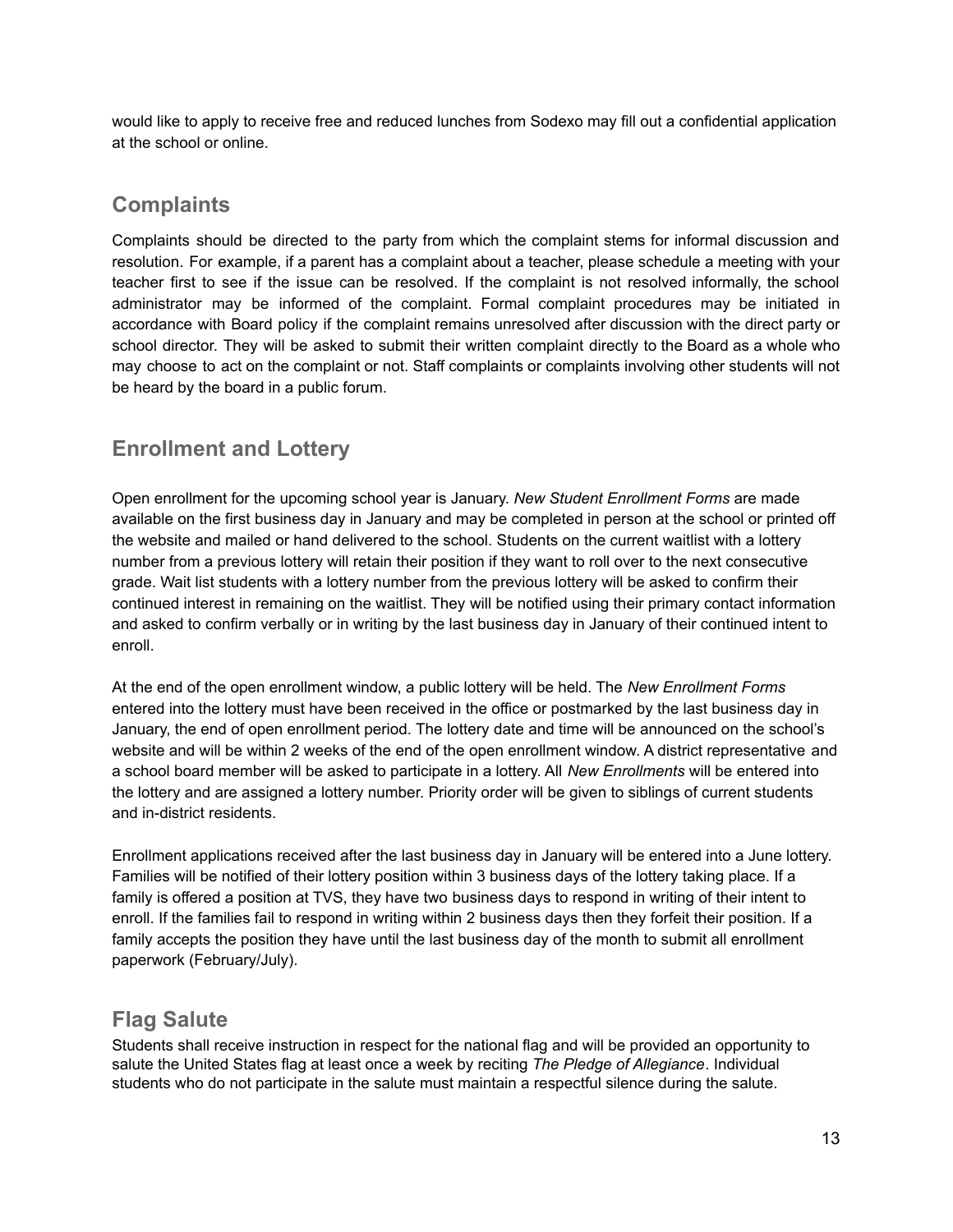would like to apply to receive free and reduced lunches from Sodexo may fill out a confidential application at the school or online.

## Complaints

Complaints should be directed to the party from which the complaint stems for informal discussion and resolution. For example, if a parent has a complaint about a teacher, please schedule a meeting with your teacher first to see if the issue can be resolved. If the complaint is not resolved informally, the school administrator may be informed of the complaint. Formal complaint procedures may be initiated in accordance with Board policy if the complaint remains unresolved after discussion with the direct party or school director. They will be asked to submit their written complaint directly to the Board as a whole who may choose to act on the complaint or not. Staff complaints or complaints involving other students will not be heard by the board in a public forum.

## Enrollment and Lottery

Open enrollment for the upcoming school year is January. *New Student Enrollment Forms* are made available on the first business day in January and may be completed in person at the school or printed off the website and mailed or hand delivered to the school. Students on the current waitlist with a lottery number from a previous lottery will retain their position if they want to roll over to the next consecutive grade. Wait list students with a lottery number from the previous lottery will be asked to confirm their continued interest in remaining on the waitlist. They will be notified using their primary contact information and asked to confirm verbally or in writing by the last business day in January of their continued intent to enroll.

At the end of the open enrollment window, a public lottery will be held. The *New Enrollment Forms* entered into the lottery must have been received in the office or postmarked by the last business day in January, the end of open enrollment period. The lottery date and time will be announced on the school's website and will be within 2 weeks of the end of the open enrollment window. A district representative and a school board member will be asked to participate in a lottery. All *New Enrollments* will be entered into the lottery and are assigned a lottery number. Priority order will be given to siblings of current students and in-district residents.

Enrollment applications received after the last business day in January will be entered into a June lottery. Families will be notified of their lottery position within 3 business days of the lottery taking place. If a family is offered a position at TVS, they have two business days to respond in writing of their intent to enroll. If the families fail to respond in writing within 2 business days then they forfeit their position. If a family accepts the position they have until the last business day of the month to submit all enrollment paperwork (February/July).

## Flag Salute

Students shall receive instruction in respect for the national flag and will be provided an opportunity to salute the United States flag at least once a week by reciting *The Pledge of Allegiance*. Individual students who do not participate in the salute must maintain a respectful silence during the salute.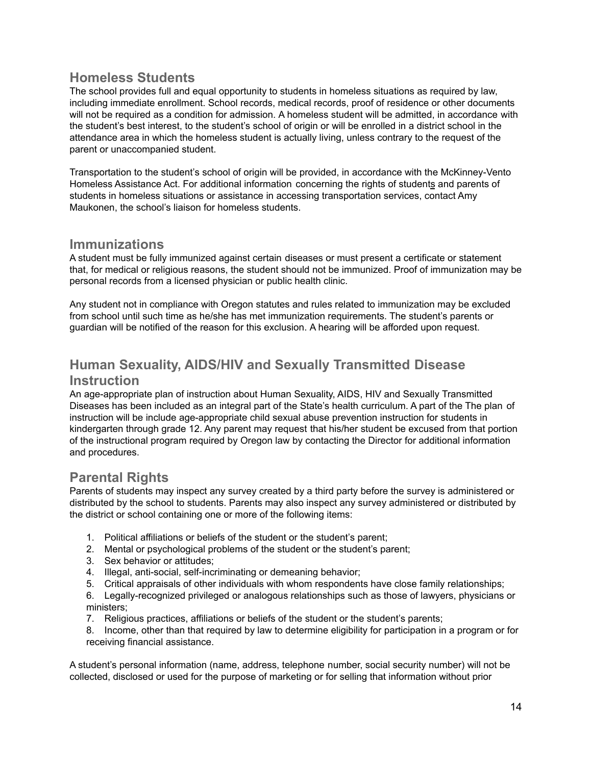## Homeless Students

The school provides full and equal opportunity to students in homeless situations as required by law, including immediate enrollment. School records, medical records, proof of residence or other documents will not be required as a condition for admission. A homeless student will be admitted, in accordance with the student's best interest, to the student's school of origin or will be enrolled in a district school in the attendance area in which the homeless student is actually living, unless contrary to the request of the parent or unaccompanied student.

Transportation to the student's school of origin will be provided, in accordance with the McKinney-Vento Homeless Assistance Act. For additional information concerning the rights of students and parents of students in homeless situations or assistance in accessing transportation services, contact Amy Maukonen, the school's liaison for homeless students.

## Immunizations

A student must be fully immunized against certain diseases or must present a certificate or statement that, for medical or religious reasons, the student should not be immunized. Proof of immunization may be personal records from a licensed physician or public health clinic.

Any student not in compliance with Oregon statutes and rules related to immunization may be excluded from school until such time as he/she has met immunization requirements. The student's parents or guardian will be notified of the reason for this exclusion. A hearing will be afforded upon request.

## Human Sexuality, AIDS/HIV and Sexually Transmitted Disease Instruction

An age-appropriate plan of instruction about Human Sexuality, AIDS, HIV and Sexually Transmitted Diseases has been included as an integral part of the State's health curriculum. A part of the The plan of instruction will be include age-appropriate child sexual abuse prevention instruction for students in kindergarten through grade 12. Any parent may request that his/her student be excused from that portion of the instructional program required by Oregon law by contacting the Director for additional information and procedures.

## Parental Rights

Parents of students may inspect any survey created by a third party before the survey is administered or distributed by the school to students. Parents may also inspect any survey administered or distributed by the district or school containing one or more of the following items:

1. Political affiliations or beliefs of the student or the student's parent;
2. Mental or psychological problems of the student or the student's parent;
3. Sex behavior or attitudes;
4. Illegal, anti-social, self-incriminating or demeaning behavior;
5. Critical appraisals of other individuals with whom respondents have close family relationships;
6. Legally-recognized privileged or analogous relationships such as those of lawyers, physicians or ministers;
7. Religious practices, affiliations or beliefs of the student or the student's parents;
8. Income, other than that required by law to determine eligibility for participation in a program or for receiving financial assistance.

A student's personal information (name, address, telephone number, social security number) will not be collected, disclosed or used for the purpose of marketing or for selling that information without prior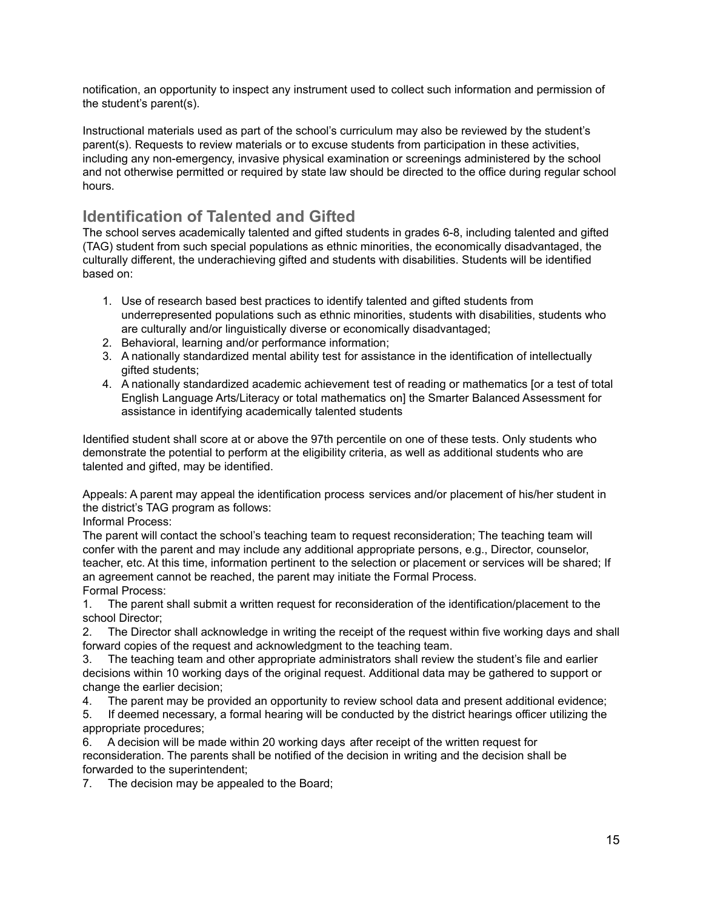notification, an opportunity to inspect any instrument used to collect such information and permission of the student's parent(s).

Instructional materials used as part of the school's curriculum may also be reviewed by the student's parent(s). Requests to review materials or to excuse students from participation in these activities, including any non-emergency, invasive physical examination or screenings administered by the school and not otherwise permitted or required by state law should be directed to the office during regular school hours.

## Identification of Talented and Gifted

The school serves academically talented and gifted students in grades 6-8, including talented and gifted (TAG) student from such special populations as ethnic minorities, the economically disadvantaged, the culturally different, the underachieving gifted and students with disabilities. Students will be identified based on:

1. Use of research based best practices to identify talented and gifted students from underrepresented populations such as ethnic minorities, students with disabilities, students who are culturally and/or linguistically diverse or economically disadvantaged;
2. Behavioral, learning and/or performance information;
3. A nationally standardized mental ability test for assistance in the identification of intellectually gifted students;
4. A nationally standardized academic achievement test of reading or mathematics [or a test of total English Language Arts/Literacy or total mathematics on] the Smarter Balanced Assessment for assistance in identifying academically talented students

Identified student shall score at or above the 97th percentile on one of these tests. Only students who demonstrate the potential to perform at the eligibility criteria, as well as additional students who are talented and gifted, may be identified.

Appeals: A parent may appeal the identification process services and/or placement of his/her student in the district's TAG program as follows:

Informal Process:

The parent will contact the school's teaching team to request reconsideration; The teaching team will confer with the parent and may include any additional appropriate persons, e.g., Director, counselor, teacher, etc. At this time, information pertinent to the selection or placement or services will be shared; If an agreement cannot be reached, the parent may initiate the Formal Process.

Formal Process:

1. The parent shall submit a written request for reconsideration of the identification/placement to the school Director;
2. The Director shall acknowledge in writing the receipt of the request within five working days and shall forward copies of the request and acknowledgment to the teaching team.
3. The teaching team and other appropriate administrators shall review the student's file and earlier decisions within 10 working days of the original request. Additional data may be gathered to support or change the earlier decision;
4. The parent may be provided an opportunity to review school data and present additional evidence;
5. If deemed necessary, a formal hearing will be conducted by the district hearings officer utilizing the appropriate procedures;
6. A decision will be made within 20 working days after receipt of the written request for reconsideration. The parents shall be notified of the decision in writing and the decision shall be forwarded to the superintendent;
7. The decision may be appealed to the Board;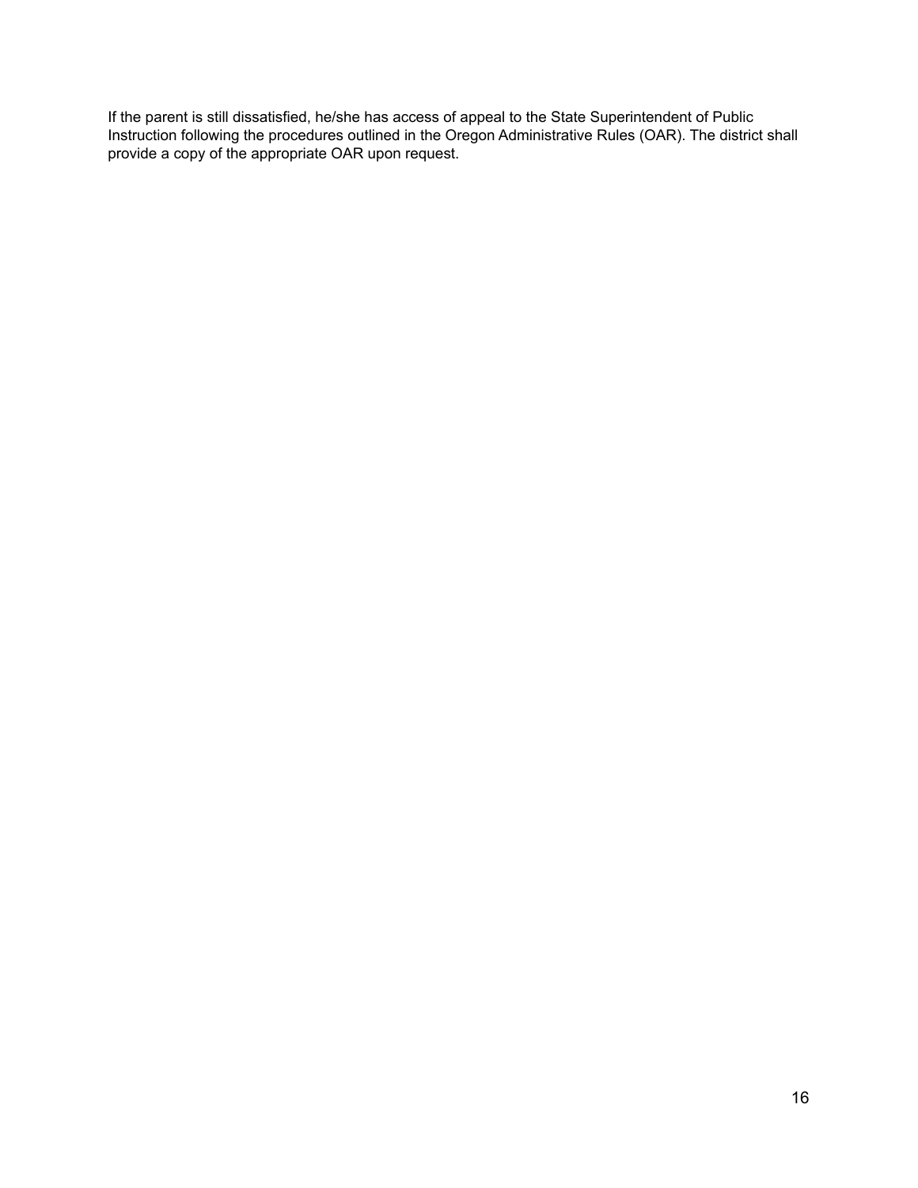If the parent is still dissatisfied, he/she has access of appeal to the State Superintendent of Public Instruction following the procedures outlined in the Oregon Administrative Rules (OAR). The district shall provide a copy of the appropriate OAR upon request.